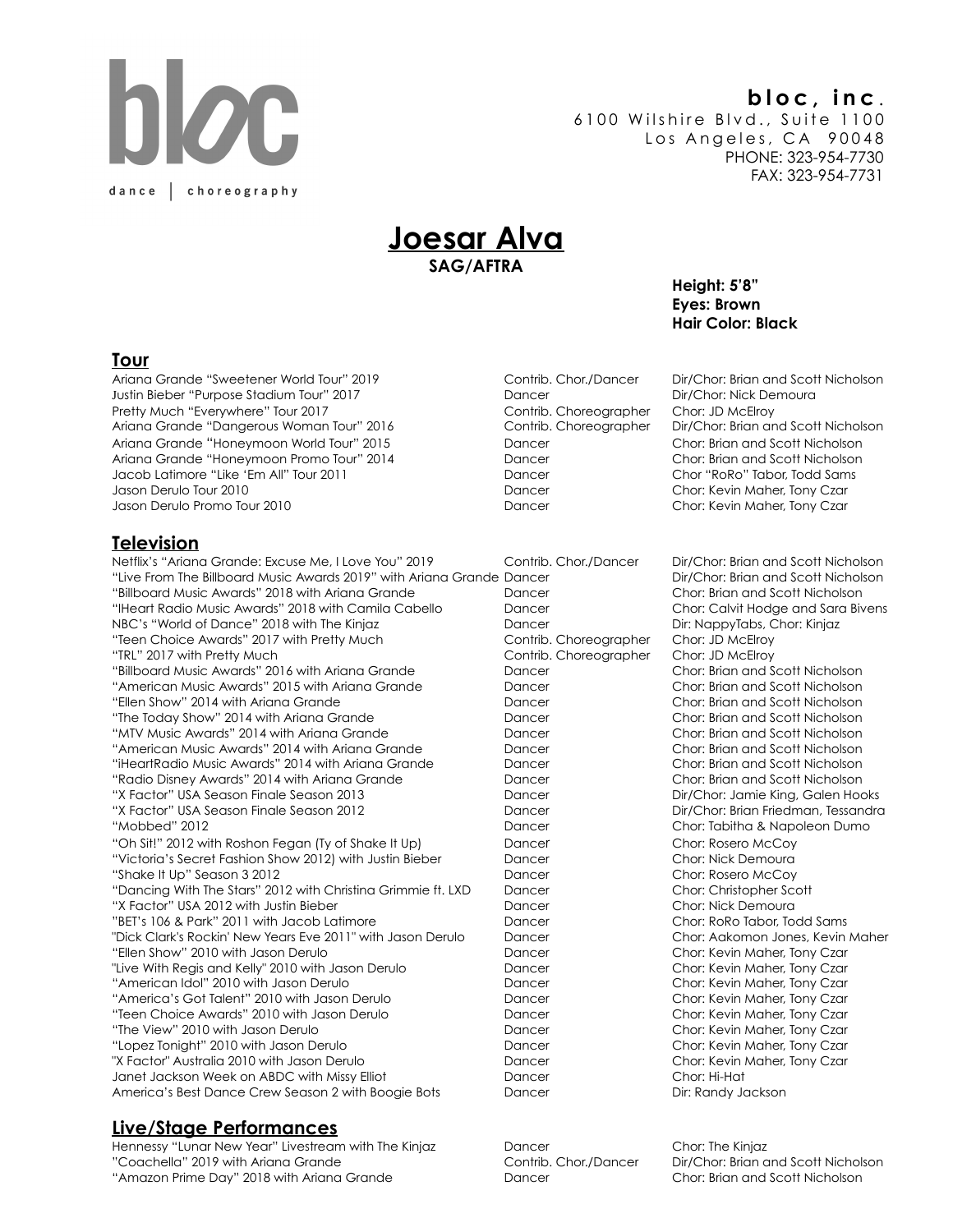bloc

dance | choreography

**bloc, inc.**
6100 Wilshire Blvd., Suite 1100
Los Angeles, CA 90048
PHONE: 323-954-7730
FAX: 323-954-7731

# Joesar Alva

**SAG/AFTRA**

**Height: 5'8"**
**Eyes: Brown**
**Hair Color: Black**

## Tour

| | | |
|---|---|---|
| Ariana Grande "Sweetener World Tour" 2019 | Contrib. Chor./Dancer | Dir/Chor: Brian and Scott Nicholson |
| Justin Bieber "Purpose Stadium Tour" 2017 | Dancer | Dir/Chor: Nick Demoura |
| Pretty Much "Everywhere" Tour 2017 | Contrib. Choreographer | Chor: JD McElroy |
| Ariana Grande "Dangerous Woman Tour" 2016 | Contrib. Choreographer | Dir/Chor: Brian and Scott Nicholson |
| Ariana Grande "Honeymoon World Tour" 2015 | Dancer | Chor: Brian and Scott Nicholson |
| Ariana Grande "Honeymoon Promo Tour" 2014 | Dancer | Chor: Brian and Scott Nicholson |
| Jacob Latimore "Like 'Em All" Tour 2011 | Dancer | Chor "RoRo" Tabor, Todd Sams |
| Jason Derulo Tour 2010 | Dancer | Chor: Kevin Maher, Tony Czar |
| Jason Derulo Promo Tour 2010 | Dancer | Chor: Kevin Maher, Tony Czar |

## Television

| | | |
|---|---|---|
| Netflix's "Ariana Grande: Excuse Me, I Love You" 2019 | Contrib. Chor./Dancer | Dir/Chor: Brian and Scott Nicholson |
| "Live From The Billboard Music Awards 2019" with Ariana Grande | Dancer | Dir/Chor: Brian and Scott Nicholson |
| "Billboard Music Awards" 2018 with Ariana Grande | Dancer | Chor: Brian and Scott Nicholson |
| "IHeart Radio Music Awards" 2018 with Camila Cabello | Dancer | Chor: Calvit Hodge and Sara Bivens |
| NBC's "World of Dance" 2018 with The Kinjaz | Dancer | Dir: NappyTabs, Chor: Kinjaz |
| "Teen Choice Awards" 2017 with Pretty Much | Contrib. Choreographer | Chor: JD McElroy |
| "TRL" 2017 with Pretty Much | Contrib. Choreographer | Chor: JD McElroy |
| "Billboard Music Awards" 2016 with Ariana Grande | Dancer | Chor: Brian and Scott Nicholson |
| "American Music Awards" 2015 with Ariana Grande | Dancer | Chor: Brian and Scott Nicholson |
| "Ellen Show" 2014 with Ariana Grande | Dancer | Chor: Brian and Scott Nicholson |
| "The Today Show" 2014 with Ariana Grande | Dancer | Chor: Brian and Scott Nicholson |
| "MTV Music Awards" 2014 with Ariana Grande | Dancer | Chor: Brian and Scott Nicholson |
| "American Music Awards" 2014 with Ariana Grande | Dancer | Chor: Brian and Scott Nicholson |
| "iHeartRadio Music Awards" 2014 with Ariana Grande | Dancer | Chor: Brian and Scott Nicholson |
| "Radio Disney Awards" 2014 with Ariana Grande | Dancer | Chor: Brian and Scott Nicholson |
| "X Factor" USA Season Finale Season 2013 | Dancer | Dir/Chor: Jamie King, Galen Hooks |
| "X Factor" USA Season Finale Season 2012 | Dancer | Dir/Chor: Brian Friedman, Tessandra |
| "Mobbed" 2012 | Dancer | Chor: Tabitha & Napoleon Dumo |
| "Oh Sit!" 2012 with Roshon Fegan (Ty of Shake It Up) | Dancer | Chor: Rosero McCoy |
| "Victoria's Secret Fashion Show 2012) with Justin Bieber | Dancer | Chor: Nick Demoura |
| "Shake It Up" Season 3 2012 | Dancer | Chor: Rosero McCoy |
| "Dancing With The Stars" 2012 with Christina Grimmie ft. LXD | Dancer | Chor: Christopher Scott |
| "X Factor" USA 2012 with Justin Bieber | Dancer | Chor: Nick Demoura |
| "BET's 106 & Park" 2011 with Jacob Latimore | Dancer | Chor: RoRo Tabor, Todd Sams |
| "Dick Clark's Rockin' New Years Eve 2011" with Jason Derulo | Dancer | Chor: Aakomon Jones, Kevin Maher |
| "Ellen Show" 2010 with Jason Derulo | Dancer | Chor: Kevin Maher, Tony Czar |
| "Live With Regis and Kelly" 2010 with Jason Derulo | Dancer | Chor: Kevin Maher, Tony Czar |
| "American Idol" 2010 with Jason Derulo | Dancer | Chor: Kevin Maher, Tony Czar |
| "America's Got Talent" 2010 with Jason Derulo | Dancer | Chor: Kevin Maher, Tony Czar |
| "Teen Choice Awards" 2010 with Jason Derulo | Dancer | Chor: Kevin Maher, Tony Czar |
| "The View" 2010 with Jason Derulo | Dancer | Chor: Kevin Maher, Tony Czar |
| "Lopez Tonight" 2010 with Jason Derulo | Dancer | Chor: Kevin Maher, Tony Czar |
| "X Factor" Australia 2010 with Jason Derulo | Dancer | Chor: Kevin Maher, Tony Czar |
| Janet Jackson Week on ABDC with Missy Elliot | Dancer | Chor: Hi-Hat |
| America's Best Dance Crew Season 2 with Boogie Bots | Dancer | Dir: Randy Jackson |

## Live/Stage Performances

| | | |
|---|---|---|
| Hennessy "Lunar New Year" Livestream with The Kinjaz | Dancer | Chor: The Kinjaz |
| "Coachella" 2019 with Ariana Grande | Contrib. Chor./Dancer | Dir/Chor: Brian and Scott Nicholson |
| "Amazon Prime Day" 2018 with Ariana Grande | Dancer | Chor: Brian and Scott Nicholson |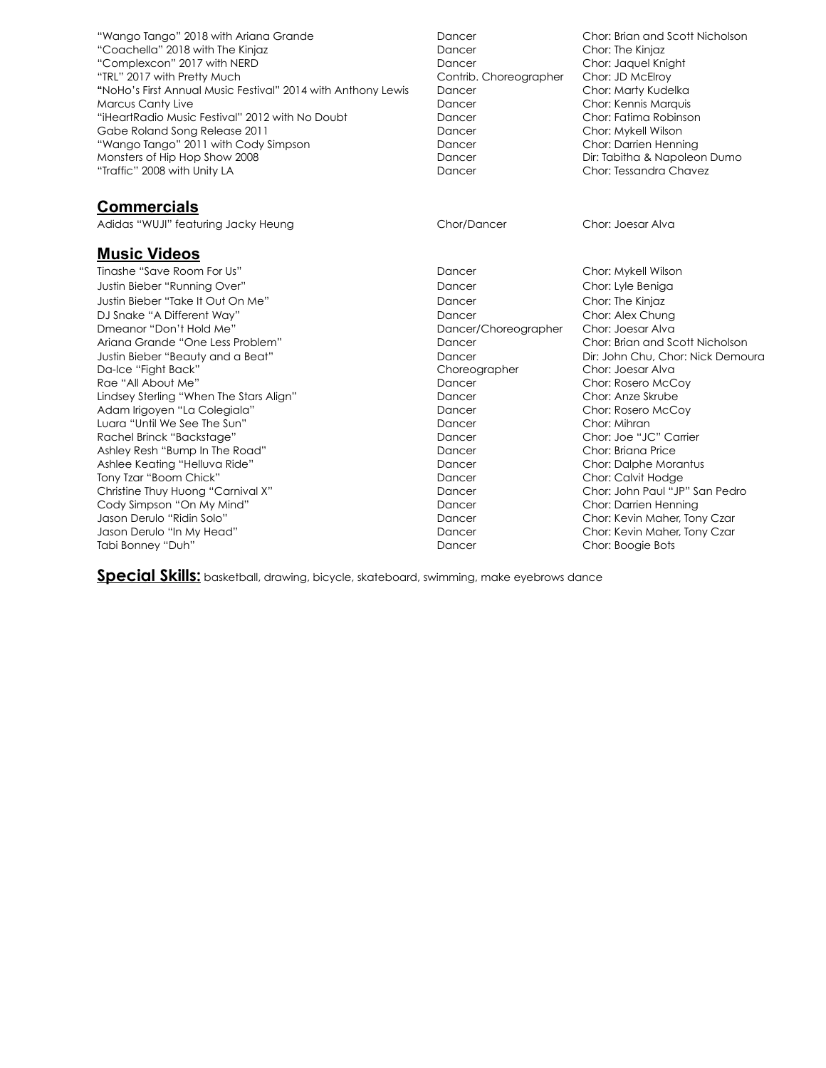| | | |
|---|---|---|
| "Wango Tango" 2018 with Ariana Grande | Dancer | Chor: Brian and Scott Nicholson |
| "Coachella" 2018 with The Kinjaz | Dancer | Chor: The Kinjaz |
| "Complexcon" 2017 with NERD | Dancer | Chor: Jaquel Knight |
| "TRL" 2017 with Pretty Much | Contrib. Choreographer | Chor: JD McElroy |
| "NoHo's First Annual Music Festival" 2014 with Anthony Lewis | Dancer | Chor: Marty Kudelka |
| Marcus Canty Live | Dancer | Chor: Kennis Marquis |
| "iHeartRadio Music Festival" 2012 with No Doubt | Dancer | Chor: Fatima Robinson |
| Gabe Roland Song Release 2011 | Dancer | Chor: Mykell Wilson |
| "Wango Tango" 2011 with Cody Simpson | Dancer | Chor: Darrien Henning |
| Monsters of Hip Hop Show 2008 | Dancer | Dir: Tabitha & Napoleon Dumo |
| "Traffic" 2008 with Unity LA | Dancer | Chor: Tessandra Chavez |

## Commercials

| | | |
|---|---|---|
| Adidas "WUJI" featuring Jacky Heung | Chor/Dancer | Chor: Joesar Alva |

## Music Videos

| | | |
|---|---|---|
| Tinashe "Save Room For Us" | Dancer | Chor: Mykell Wilson |
| Justin Bieber "Running Over" | Dancer | Chor: Lyle Beniga |
| Justin Bieber "Take It Out On Me" | Dancer | Chor: The Kinjaz |
| DJ Snake "A Different Way" | Dancer | Chor: Alex Chung |
| Dmeanor "Don't Hold Me" | Dancer/Choreographer | Chor: Joesar Alva |
| Ariana Grande "One Less Problem" | Dancer | Chor: Brian and Scott Nicholson |
| Justin Bieber "Beauty and a Beat" | Dancer | Dir: John Chu, Chor: Nick Demoura |
| Da-Ice "Fight Back" | Choreographer | Chor: Joesar Alva |
| Rae "All About Me" | Dancer | Chor: Rosero McCoy |
| Lindsey Sterling "When The Stars Align" | Dancer | Chor: Anze Skrube |
| Adam Irigoyen "La Colegiala" | Dancer | Chor: Rosero McCoy |
| Luara "Until We See The Sun" | Dancer | Chor: Mihran |
| Rachel Brinck "Backstage" | Dancer | Chor: Joe "JC" Carrier |
| Ashley Resh "Bump In The Road" | Dancer | Chor: Briana Price |
| Ashlee Keating "Helluva Ride" | Dancer | Chor: Dalphe Morantus |
| Tony Tzar "Boom Chick" | Dancer | Chor: Calvit Hodge |
| Christine Thuy Huong "Carnival X" | Dancer | Chor: John Paul "JP" San Pedro |
| Cody Simpson "On My Mind" | Dancer | Chor: Darrien Henning |
| Jason Derulo "Ridin Solo" | Dancer | Chor: Kevin Maher, Tony Czar |
| Jason Derulo "In My Head" | Dancer | Chor: Kevin Maher, Tony Czar |
| Tabi Bonney "Duh" | Dancer | Chor: Boogie Bots |

**Special Skills:** basketball, drawing, bicycle, skateboard, swimming, make eyebrows dance